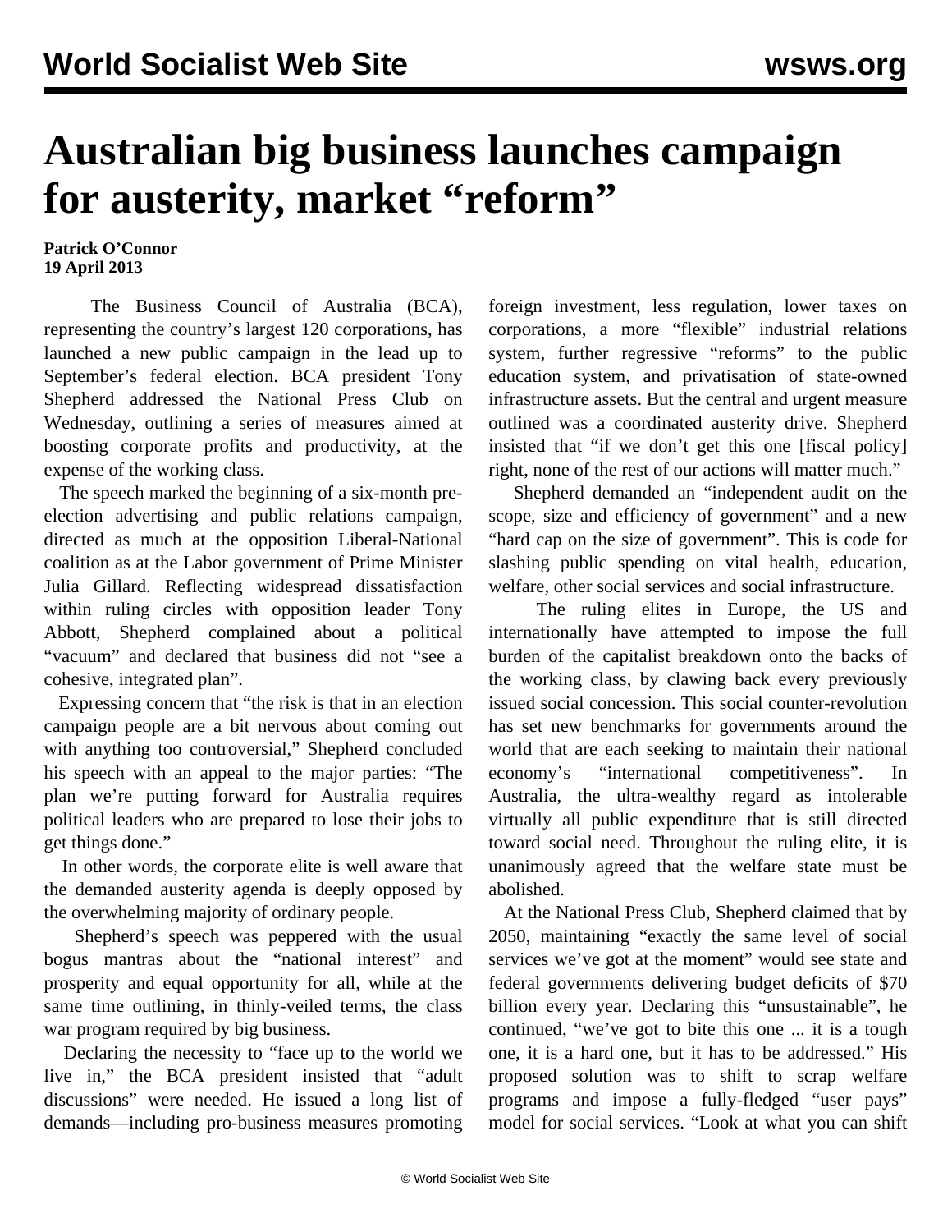# Australian big business launches campaign for austerity, market "reform"

**Patrick O'Connor**
**19 April 2013**

The Business Council of Australia (BCA), representing the country's largest 120 corporations, has launched a new public campaign in the lead up to September's federal election. BCA president Tony Shepherd addressed the National Press Club on Wednesday, outlining a series of measures aimed at boosting corporate profits and productivity, at the expense of the working class.

The speech marked the beginning of a six-month pre-election advertising and public relations campaign, directed as much at the opposition Liberal-National coalition as at the Labor government of Prime Minister Julia Gillard. Reflecting widespread dissatisfaction within ruling circles with opposition leader Tony Abbott, Shepherd complained about a political "vacuum" and declared that business did not "see a cohesive, integrated plan".

Expressing concern that "the risk is that in an election campaign people are a bit nervous about coming out with anything too controversial," Shepherd concluded his speech with an appeal to the major parties: "The plan we're putting forward for Australia requires political leaders who are prepared to lose their jobs to get things done."

In other words, the corporate elite is well aware that the demanded austerity agenda is deeply opposed by the overwhelming majority of ordinary people.

Shepherd's speech was peppered with the usual bogus mantras about the "national interest" and prosperity and equal opportunity for all, while at the same time outlining, in thinly-veiled terms, the class war program required by big business.

Declaring the necessity to "face up to the world we live in," the BCA president insisted that "adult discussions" were needed. He issued a long list of demands—including pro-business measures promoting foreign investment, less regulation, lower taxes on corporations, a more "flexible" industrial relations system, further regressive "reforms" to the public education system, and privatisation of state-owned infrastructure assets. But the central and urgent measure outlined was a coordinated austerity drive. Shepherd insisted that "if we don't get this one [fiscal policy] right, none of the rest of our actions will matter much."

Shepherd demanded an "independent audit on the scope, size and efficiency of government" and a new "hard cap on the size of government". This is code for slashing public spending on vital health, education, welfare, other social services and social infrastructure.

The ruling elites in Europe, the US and internationally have attempted to impose the full burden of the capitalist breakdown onto the backs of the working class, by clawing back every previously issued social concession. This social counter-revolution has set new benchmarks for governments around the world that are each seeking to maintain their national economy's "international competitiveness". In Australia, the ultra-wealthy regard as intolerable virtually all public expenditure that is still directed toward social need. Throughout the ruling elite, it is unanimously agreed that the welfare state must be abolished.

At the National Press Club, Shepherd claimed that by 2050, maintaining "exactly the same level of social services we've got at the moment" would see state and federal governments delivering budget deficits of $70 billion every year. Declaring this "unsustainable", he continued, "we've got to bite this one ... it is a tough one, it is a hard one, but it has to be addressed." His proposed solution was to shift to scrap welfare programs and impose a fully-fledged "user pays" model for social services. "Look at what you can shift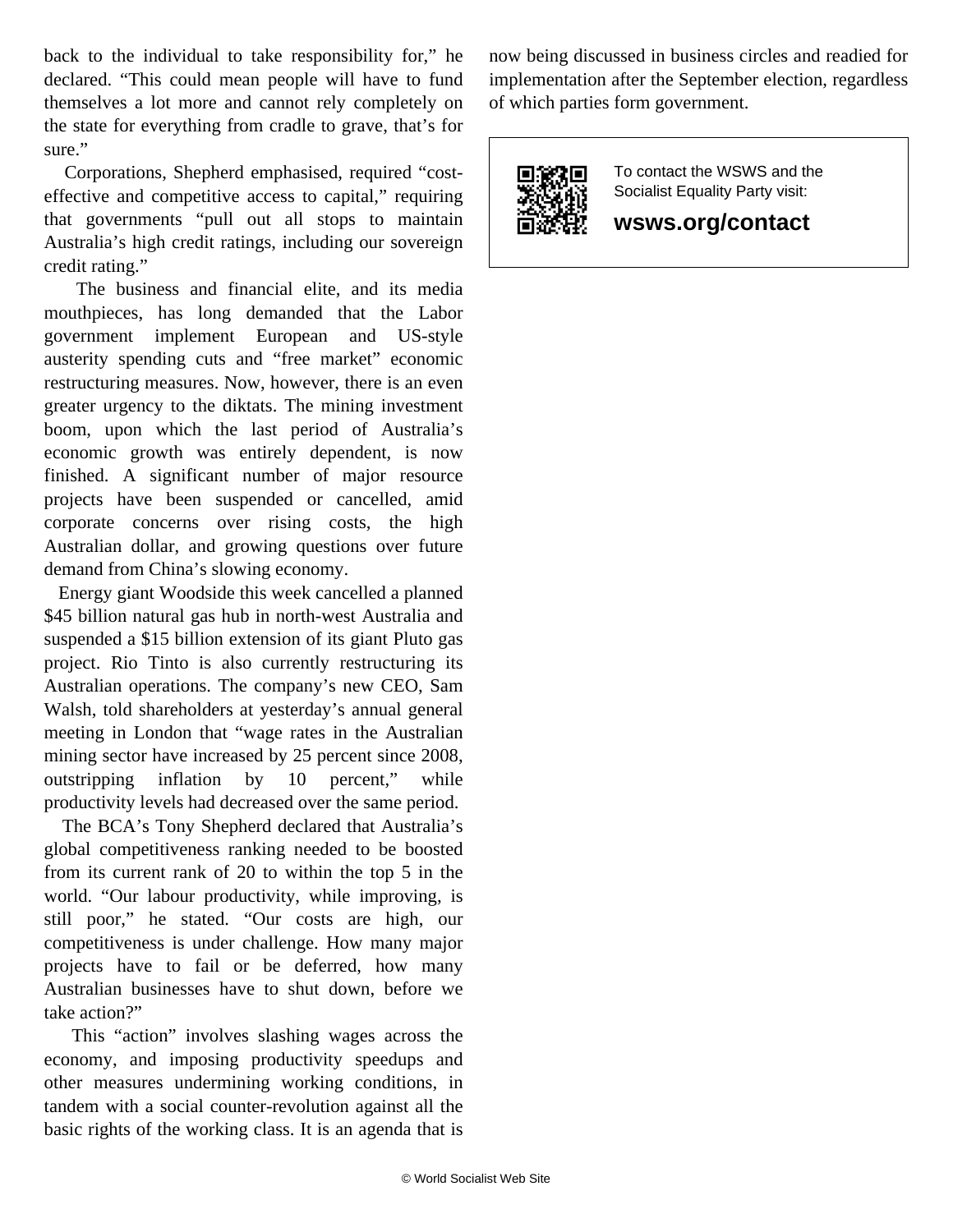back to the individual to take responsibility for," he declared. "This could mean people will have to fund themselves a lot more and cannot rely completely on the state for everything from cradle to grave, that's for sure."

Corporations, Shepherd emphasised, required "cost-effective and competitive access to capital," requiring that governments "pull out all stops to maintain Australia's high credit ratings, including our sovereign credit rating."

The business and financial elite, and its media mouthpieces, has long demanded that the Labor government implement European and US-style austerity spending cuts and "free market" economic restructuring measures. Now, however, there is an even greater urgency to the diktats. The mining investment boom, upon which the last period of Australia's economic growth was entirely dependent, is now finished. A significant number of major resource projects have been suspended or cancelled, amid corporate concerns over rising costs, the high Australian dollar, and growing questions over future demand from China's slowing economy.

Energy giant Woodside this week cancelled a planned $45 billion natural gas hub in north-west Australia and suspended a $15 billion extension of its giant Pluto gas project. Rio Tinto is also currently restructuring its Australian operations. The company's new CEO, Sam Walsh, told shareholders at yesterday's annual general meeting in London that "wage rates in the Australian mining sector have increased by 25 percent since 2008, outstripping inflation by 10 percent," while productivity levels had decreased over the same period.

The BCA's Tony Shepherd declared that Australia's global competitiveness ranking needed to be boosted from its current rank of 20 to within the top 5 in the world. "Our labour productivity, while improving, is still poor," he stated. "Our costs are high, our competitiveness is under challenge. How many major projects have to fail or be deferred, how many Australian businesses have to shut down, before we take action?"

This "action" involves slashing wages across the economy, and imposing productivity speedups and other measures undermining working conditions, in tandem with a social counter-revolution against all the basic rights of the working class. It is an agenda that is now being discussed in business circles and readied for implementation after the September election, regardless of which parties form government.

To contact the WSWS and the Socialist Equality Party visit:

**wsws.org/contact**